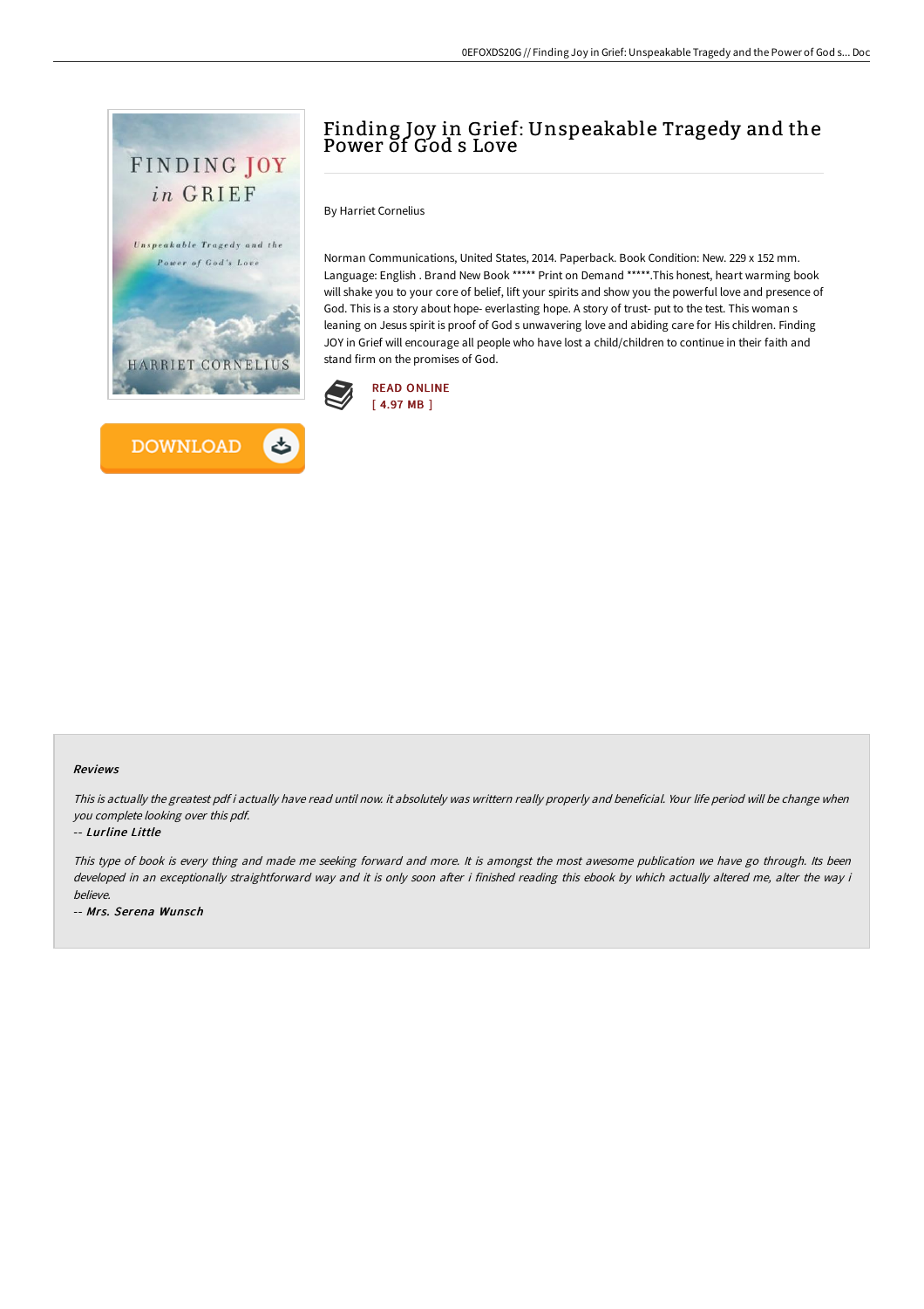# Finding Joy in Grief: Unspeakable Tragedy and the Power of God s Love

By Harriet Cornelius

Norman Communications, United States, 2014. Paperback. Book Condition: New. 229 x 152 mm. Language: English . Brand New Book ***** Print on Demand *****.This honest, heart warming book will shake you to your core of belief, lift your spirits and show you the powerful love and presence of God. This is a story about hope- everlasting hope. A story of trust- put to the test. This woman s leaning on Jesus spirit is proof of God s unwavering love and abiding care for His children. Finding JOY in Grief will encourage all people who have lost a child/children to continue in their faith and stand firm on the promises of God.

READ ONLINE
[ 4.97 MB ]

DOWNLOAD

### Reviews

*This is actually the greatest pdf i actually have read until now. it absolutely was writtern really properly and beneficial. Your life period will be change when you complete looking over this pdf.*

*-- Lurline Little*

*This type of book is every thing and made me seeking forward and more. It is amongst the most awesome publication we have go through. Its been developed in an exceptionally straightforward way and it is only soon after i finished reading this ebook by which actually altered me, alter the way i believe.*

*-- Mrs. Serena Wunsch*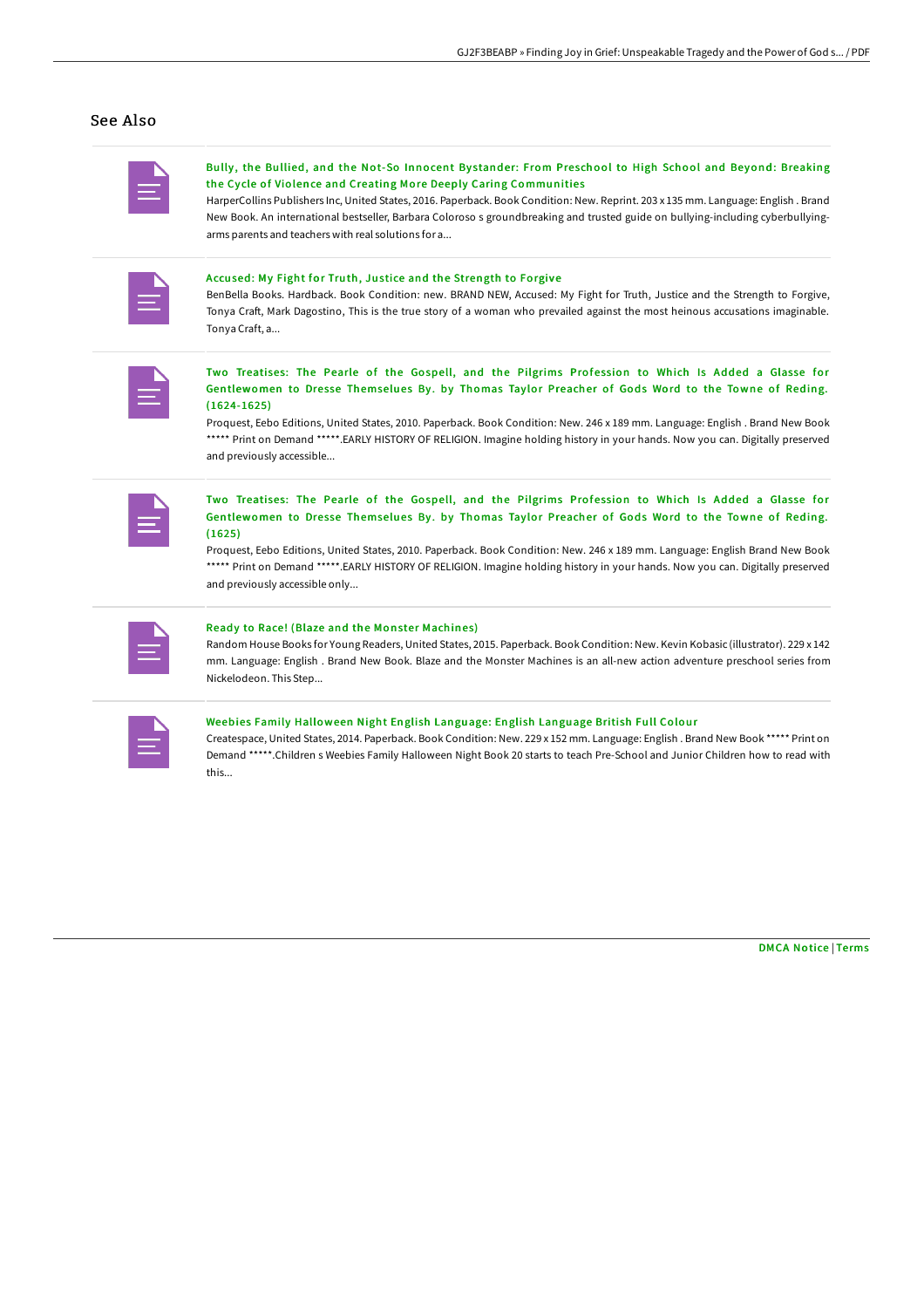## See Also

**Bully, the Bullied, and the Not-So Innocent Bystander: From Preschool to High School and Beyond: Breaking the Cycle of Violence and Creating More Deeply Caring Communities**

HarperCollins Publishers Inc, United States, 2016. Paperback. Book Condition: New. Reprint. 203 x 135 mm. Language: English . Brand New Book. An international bestseller, Barbara Coloroso s groundbreaking and trusted guide on bullying-including cyberbullying-arms parents and teachers with real solutions for a...

**Accused: My Fight for Truth, Justice and the Strength to Forgive**

BenBella Books. Hardback. Book Condition: new. BRAND NEW, Accused: My Fight for Truth, Justice and the Strength to Forgive, Tonya Craft, Mark Dagostino, This is the true story of a woman who prevailed against the most heinous accusations imaginable. Tonya Craft, a...

**Two Treatises: The Pearle of the Gospell, and the Pilgrims Profession to Which Is Added a Glasse for Gentlewomen to Dresse Themselues By. by Thomas Taylor Preacher of Gods Word to the Towne of Reding. (1624-1625)**

Proquest, Eebo Editions, United States, 2010. Paperback. Book Condition: New. 246 x 189 mm. Language: English . Brand New Book ***** Print on Demand *****.EARLY HISTORY OF RELIGION. Imagine holding history in your hands. Now you can. Digitally preserved and previously accessible...

**Two Treatises: The Pearle of the Gospell, and the Pilgrims Profession to Which Is Added a Glasse for Gentlewomen to Dresse Themselues By. by Thomas Taylor Preacher of Gods Word to the Towne of Reding. (1625)**

Proquest, Eebo Editions, United States, 2010. Paperback. Book Condition: New. 246 x 189 mm. Language: English Brand New Book ***** Print on Demand *****.EARLY HISTORY OF RELIGION. Imagine holding history in your hands. Now you can. Digitally preserved and previously accessible only...

**Ready to Race! (Blaze and the Monster Machines)**

Random House Books for Young Readers, United States, 2015. Paperback. Book Condition: New. Kevin Kobasic (illustrator). 229 x 142 mm. Language: English . Brand New Book. Blaze and the Monster Machines is an all-new action adventure preschool series from Nickelodeon. This Step...

**Weebies Family Halloween Night English Language: English Language British Full Colour**

Createspace, United States, 2014. Paperback. Book Condition: New. 229 x 152 mm. Language: English . Brand New Book ***** Print on Demand *****.Children s Weebies Family Halloween Night Book 20 starts to teach Pre-School and Junior Children how to read with this...